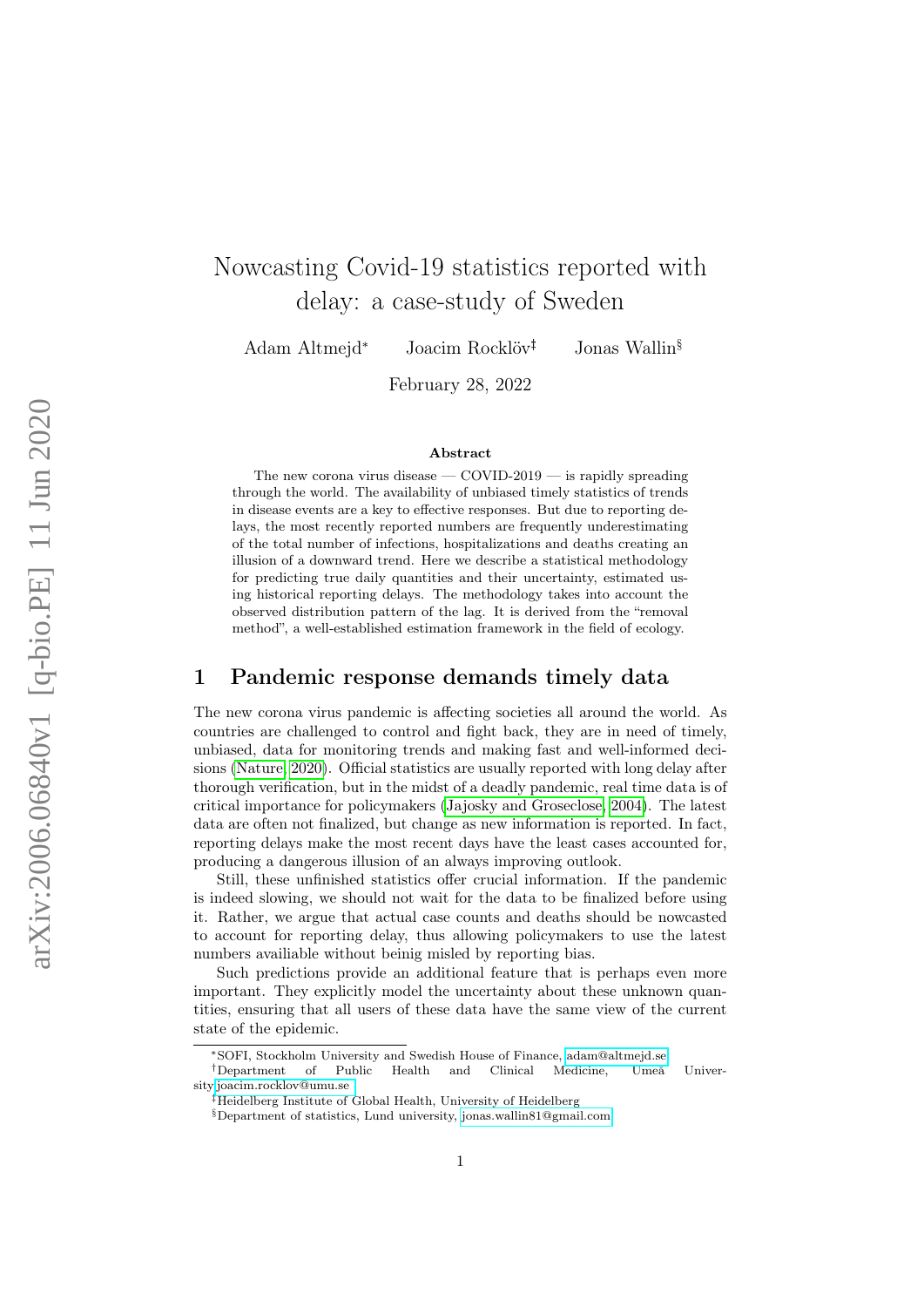# Nowcasting Covid-19 statistics reported with delay: a case-study of Sweden

Adam Altmejd[*] Joacim Rocklöv[†‡] Jonas Wallin[§]

February 28, 2022

## Abstract

The new corona virus disease — COVID-2019 — is rapidly spreading through the world. The availability of unbiased timely statistics of trends in disease events are a key to effective responses. But due to reporting delays, the most recently reported numbers are frequently underestimating of the total number of infections, hospitalizations and deaths creating an illusion of a downward trend. Here we describe a statistical methodology for predicting true daily quantities and their uncertainty, estimated using historical reporting delays. The methodology takes into account the observed distribution pattern of the lag. It is derived from the "removal method", a well-established estimation framework in the field of ecology.

## 1 Pandemic response demands timely data

The new corona virus pandemic is affecting societies all around the world. As countries are challenged to control and fight back, they are in need of timely, unbiased, data for monitoring trends and making fast and well-informed decisions (Nature, 2020). Official statistics are usually reported with long delay after thorough verification, but in the midst of a deadly pandemic, real time data is of critical importance for policymakers (Jajosky and Groseclose, 2004). The latest data are often not finalized, but change as new information is reported. In fact, reporting delays make the most recent days have the least cases accounted for, producing a dangerous illusion of an always improving outlook.

Still, these unfinished statistics offer crucial information. If the pandemic is indeed slowing, we should not wait for the data to be finalized before using it. Rather, we argue that actual case counts and deaths should be nowcasted to account for reporting delay, thus allowing policymakers to use the latest numbers availiable without beinig misled by reporting bias.

Such predictions provide an additional feature that is perhaps even more important. They explicitly model the uncertainty about these unknown quantities, ensuring that all users of these data have the same view of the current state of the epidemic.

---

[*] SOFI, Stockholm University and Swedish House of Finance, adam@altmejd.se

[†] Department of Public Health and Clinical Medicine, Umeå University joacim.rocklov@umu.se

[‡] Heidelberg Institute of Global Health, University of Heidelberg

[§] Department of statistics, Lund university, jonas.wallin81@gmail.com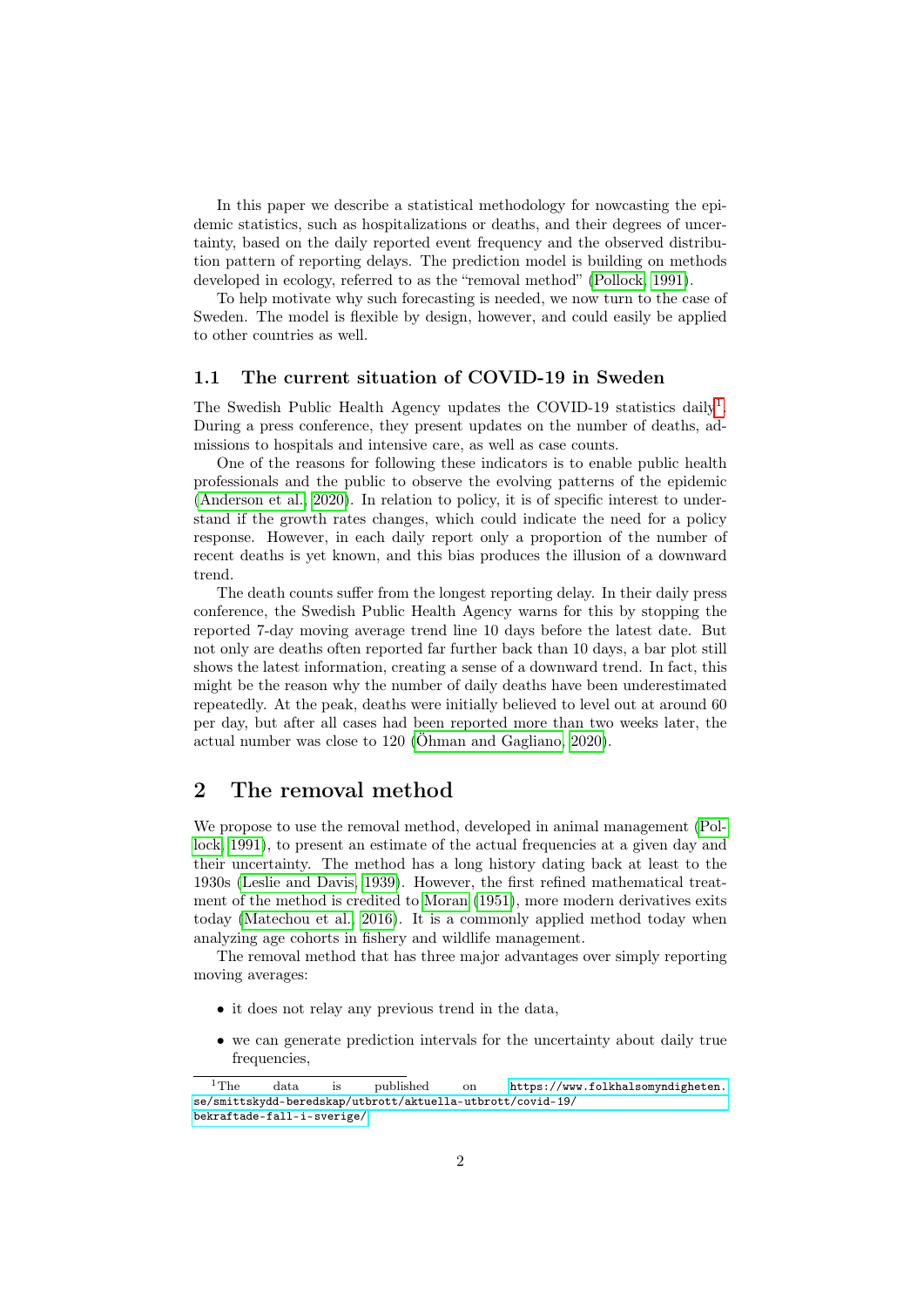In this paper we describe a statistical methodology for nowcasting the epidemic statistics, such as hospitalizations or deaths, and their degrees of uncertainty, based on the daily reported event frequency and the observed distribution pattern of reporting delays. The prediction model is building on methods developed in ecology, referred to as the "removal method" (Pollock, 1991).

To help motivate why such forecasting is needed, we now turn to the case of Sweden. The model is flexible by design, however, and could easily be applied to other countries as well.

### 1.1 The current situation of COVID-19 in Sweden

The Swedish Public Health Agency updates the COVID-19 statistics daily[1]. During a press conference, they present updates on the number of deaths, admissions to hospitals and intensive care, as well as case counts.

One of the reasons for following these indicators is to enable public health professionals and the public to observe the evolving patterns of the epidemic (Anderson et al., 2020). In relation to policy, it is of specific interest to understand if the growth rates changes, which could indicate the need for a policy response. However, in each daily report only a proportion of the number of recent deaths is yet known, and this bias produces the illusion of a downward trend.

The death counts suffer from the longest reporting delay. In their daily press conference, the Swedish Public Health Agency warns for this by stopping the reported 7-day moving average trend line 10 days before the latest date. But not only are deaths often reported far further back than 10 days, a bar plot still shows the latest information, creating a sense of a downward trend. In fact, this might be the reason why the number of daily deaths have been underestimated repeatedly. At the peak, deaths were initially believed to level out at around 60 per day, but after all cases had been reported more than two weeks later, the actual number was close to 120 (Öhman and Gagliano, 2020).

## 2 The removal method

We propose to use the removal method, developed in animal management (Pollock, 1991), to present an estimate of the actual frequencies at a given day and their uncertainty. The method has a long history dating back at least to the 1930s (Leslie and Davis, 1939). However, the first refined mathematical treatment of the method is credited to Moran (1951), more modern derivatives exits today (Matechou et al., 2016). It is a commonly applied method today when analyzing age cohorts in fishery and wildlife management.

The removal method that has three major advantages over simply reporting moving averages:

- it does not relay any previous trend in the data,
- we can generate prediction intervals for the uncertainty about daily true frequencies,

[1] The data is published on https://www.folkhalsomyndigheten.se/smittskydd-beredskap/utbrott/aktuella-utbrott/covid-19/bekraftade-fall-i-sverige/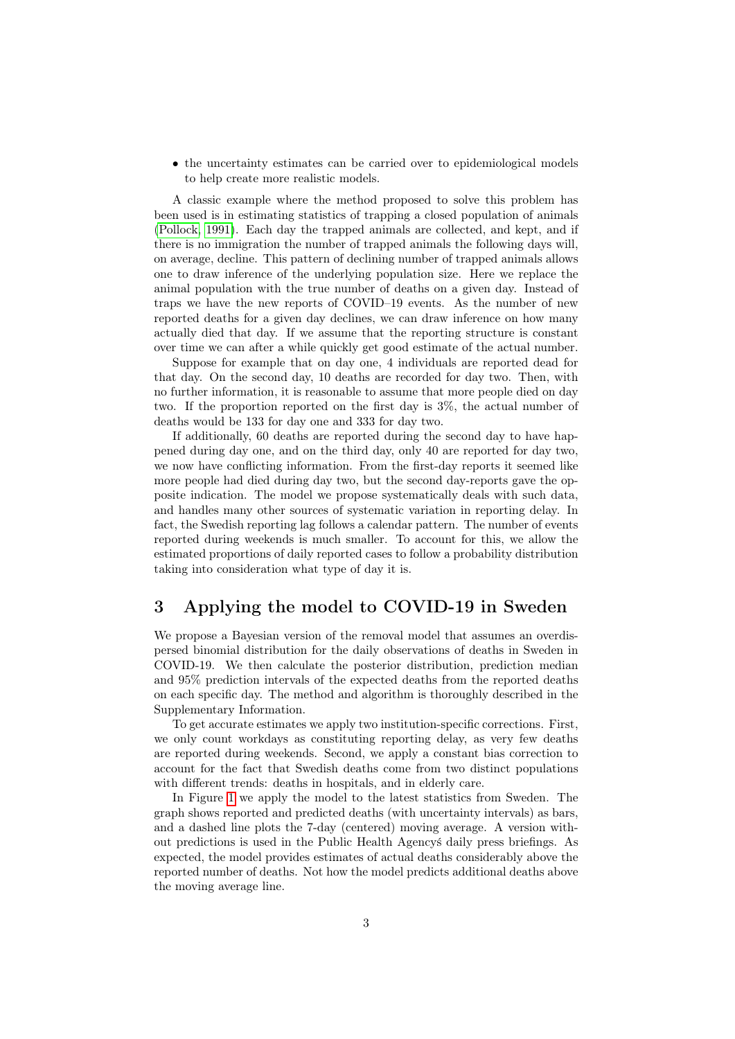- the uncertainty estimates can be carried over to epidemiological models to help create more realistic models.

A classic example where the method proposed to solve this problem has been used is in estimating statistics of trapping a closed population of animals (Pollock, 1991). Each day the trapped animals are collected, and kept, and if there is no immigration the number of trapped animals the following days will, on average, decline. This pattern of declining number of trapped animals allows one to draw inference of the underlying population size. Here we replace the animal population with the true number of deaths on a given day. Instead of traps we have the new reports of COVID–19 events. As the number of new reported deaths for a given day declines, we can draw inference on how many actually died that day. If we assume that the reporting structure is constant over time we can after a while quickly get good estimate of the actual number.

Suppose for example that on day one, 4 individuals are reported dead for that day. On the second day, 10 deaths are recorded for day two. Then, with no further information, it is reasonable to assume that more people died on day two. If the proportion reported on the first day is 3%, the actual number of deaths would be 133 for day one and 333 for day two.

If additionally, 60 deaths are reported during the second day to have happened during day one, and on the third day, only 40 are reported for day two, we now have conflicting information. From the first-day reports it seemed like more people had died during day two, but the second day-reports gave the opposite indication. The model we propose systematically deals with such data, and handles many other sources of systematic variation in reporting delay. In fact, the Swedish reporting lag follows a calendar pattern. The number of events reported during weekends is much smaller. To account for this, we allow the estimated proportions of daily reported cases to follow a probability distribution taking into consideration what type of day it is.

## 3 Applying the model to COVID-19 in Sweden

We propose a Bayesian version of the removal model that assumes an overdispersed binomial distribution for the daily observations of deaths in Sweden in COVID-19. We then calculate the posterior distribution, prediction median and 95% prediction intervals of the expected deaths from the reported deaths on each specific day. The method and algorithm is thoroughly described in the Supplementary Information.

To get accurate estimates we apply two institution-specific corrections. First, we only count workdays as constituting reporting delay, as very few deaths are reported during weekends. Second, we apply a constant bias correction to account for the fact that Swedish deaths come from two distinct populations with different trends: deaths in hospitals, and in elderly care.

In Figure 1 we apply the model to the latest statistics from Sweden. The graph shows reported and predicted deaths (with uncertainty intervals) as bars, and a dashed line plots the 7-day (centered) moving average. A version without predictions is used in the Public Health Agencyś daily press briefings. As expected, the model provides estimates of actual deaths considerably above the reported number of deaths. Not how the model predicts additional deaths above the moving average line.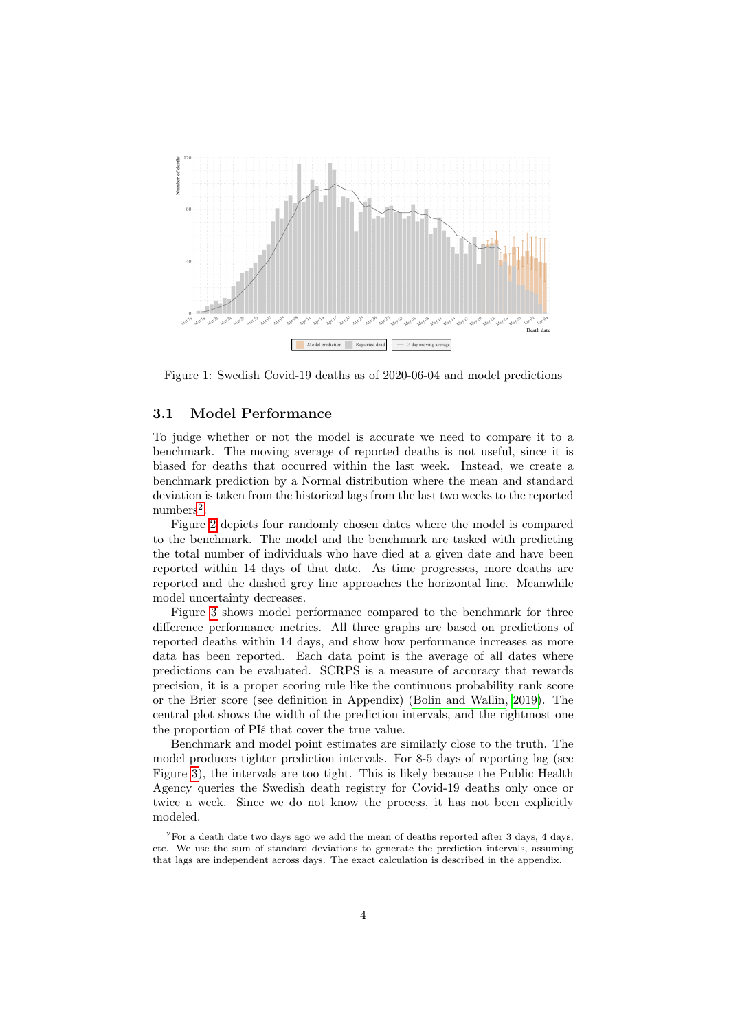Figure 1: Swedish Covid-19 deaths as of 2020-06-04 and model predictions

## 3.1 Model Performance

To judge whether or not the model is accurate we need to compare it to a benchmark. The moving average of reported deaths is not useful, since it is biased for deaths that occurred within the last week. Instead, we create a benchmark prediction by a Normal distribution where the mean and standard deviation is taken from the historical lags from the last two weeks to the reported numbers[2].

Figure 2 depicts four randomly chosen dates where the model is compared to the benchmark. The model and the benchmark are tasked with predicting the total number of individuals who have died at a given date and have been reported within 14 days of that date. As time progresses, more deaths are reported and the dashed grey line approaches the horizontal line. Meanwhile model uncertainty decreases.

Figure 3 shows model performance compared to the benchmark for three difference performance metrics. All three graphs are based on predictions of reported deaths within 14 days, and show how performance increases as more data has been reported. Each data point is the average of all dates where predictions can be evaluated. SCRPS is a measure of accuracy that rewards precision, it is a proper scoring rule like the continuous probability rank score or the Brier score (see definition in Appendix) (Bolin and Wallin, 2019). The central plot shows the width of the prediction intervals, and the rightmost one the proportion of PIś that cover the true value.

Benchmark and model point estimates are similarly close to the truth. The model produces tighter prediction intervals. For 8-5 days of reporting lag (see Figure 3), the intervals are too tight. This is likely because the Public Health Agency queries the Swedish death registry for Covid-19 deaths only once or twice a week. Since we do not know the process, it has not been explicitly modeled.

---

[2] For a death date two days ago we add the mean of deaths reported after 3 days, 4 days, etc. We use the sum of standard deviations to generate the prediction intervals, assuming that lags are independent across days. The exact calculation is described in the appendix.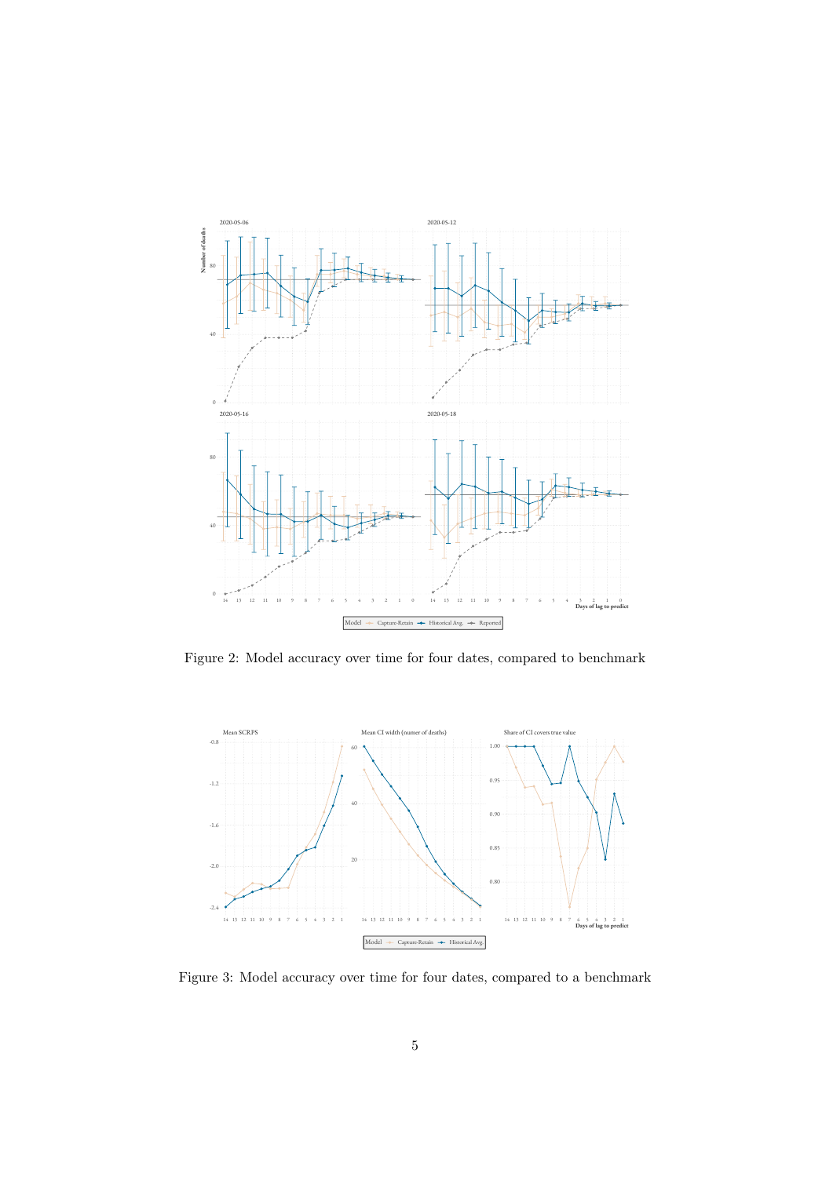Figure 2: Model accuracy over time for four dates, compared to benchmark

Figure 3: Model accuracy over time for four dates, compared to a benchmark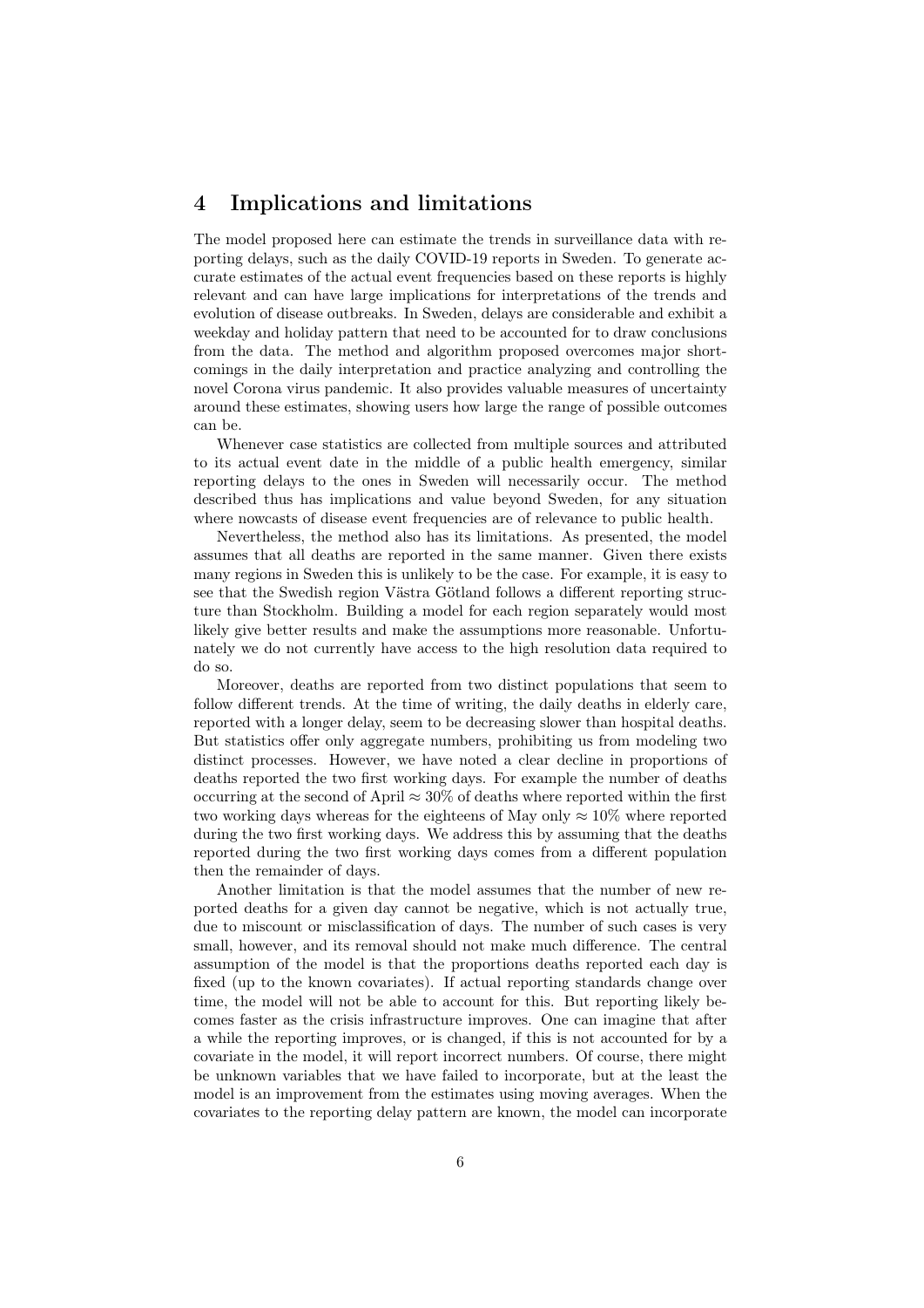## 4 Implications and limitations

The model proposed here can estimate the trends in surveillance data with reporting delays, such as the daily COVID-19 reports in Sweden. To generate accurate estimates of the actual event frequencies based on these reports is highly relevant and can have large implications for interpretations of the trends and evolution of disease outbreaks. In Sweden, delays are considerable and exhibit a weekday and holiday pattern that need to be accounted for to draw conclusions from the data. The method and algorithm proposed overcomes major shortcomings in the daily interpretation and practice analyzing and controlling the novel Corona virus pandemic. It also provides valuable measures of uncertainty around these estimates, showing users how large the range of possible outcomes can be.

Whenever case statistics are collected from multiple sources and attributed to its actual event date in the middle of a public health emergency, similar reporting delays to the ones in Sweden will necessarily occur. The method described thus has implications and value beyond Sweden, for any situation where nowcasts of disease event frequencies are of relevance to public health.

Nevertheless, the method also has its limitations. As presented, the model assumes that all deaths are reported in the same manner. Given there exists many regions in Sweden this is unlikely to be the case. For example, it is easy to see that the Swedish region Västra Götland follows a different reporting structure than Stockholm. Building a model for each region separately would most likely give better results and make the assumptions more reasonable. Unfortunately we do not currently have access to the high resolution data required to do so.

Moreover, deaths are reported from two distinct populations that seem to follow different trends. At the time of writing, the daily deaths in elderly care, reported with a longer delay, seem to be decreasing slower than hospital deaths. But statistics offer only aggregate numbers, prohibiting us from modeling two distinct processes. However, we have noted a clear decline in proportions of deaths reported the two first working days. For example the number of deaths occurring at the second of April $\approx 30\%$ of deaths where reported within the first two working days whereas for the eighteens of May only $\approx 10\%$ where reported during the two first working days. We address this by assuming that the deaths reported during the two first working days comes from a different population then the remainder of days.

Another limitation is that the model assumes that the number of new reported deaths for a given day cannot be negative, which is not actually true, due to miscount or misclassification of days. The number of such cases is very small, however, and its removal should not make much difference. The central assumption of the model is that the proportions deaths reported each day is fixed (up to the known covariates). If actual reporting standards change over time, the model will not be able to account for this. But reporting likely becomes faster as the crisis infrastructure improves. One can imagine that after a while the reporting improves, or is changed, if this is not accounted for by a covariate in the model, it will report incorrect numbers. Of course, there might be unknown variables that we have failed to incorporate, but at the least the model is an improvement from the estimates using moving averages. When the covariates to the reporting delay pattern are known, the model can incorporate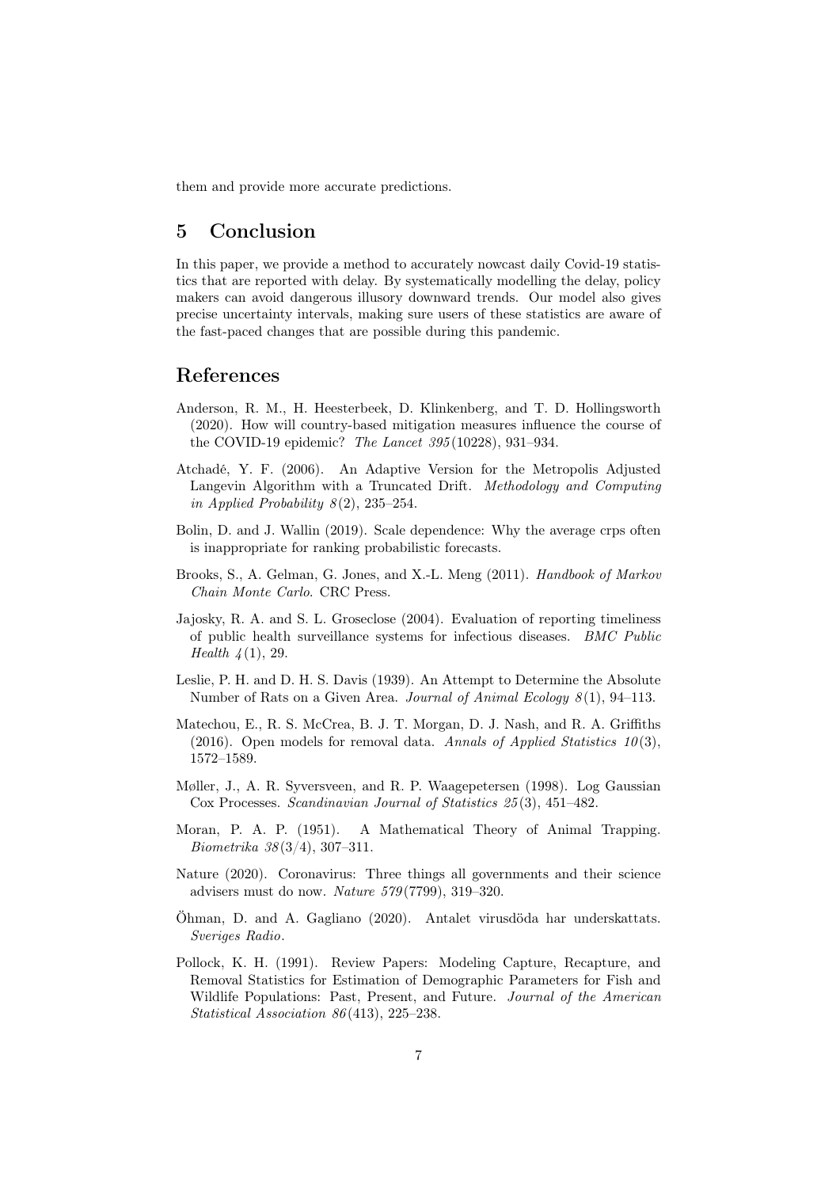them and provide more accurate predictions.

## 5 Conclusion

In this paper, we provide a method to accurately nowcast daily Covid-19 statistics that are reported with delay. By systematically modelling the delay, policy makers can avoid dangerous illusory downward trends. Our model also gives precise uncertainty intervals, making sure users of these statistics are aware of the fast-paced changes that are possible during this pandemic.

## References

Anderson, R. M., H. Heesterbeek, D. Klinkenberg, and T. D. Hollingsworth (2020). How will country-based mitigation measures influence the course of the COVID-19 epidemic? *The Lancet 395*(10228), 931–934.

Atchadé, Y. F. (2006). An Adaptive Version for the Metropolis Adjusted Langevin Algorithm with a Truncated Drift. *Methodology and Computing in Applied Probability 8*(2), 235–254.

Bolin, D. and J. Wallin (2019). Scale dependence: Why the average crps often is inappropriate for ranking probabilistic forecasts.

Brooks, S., A. Gelman, G. Jones, and X.-L. Meng (2011). *Handbook of Markov Chain Monte Carlo*. CRC Press.

Jajosky, R. A. and S. L. Groseclose (2004). Evaluation of reporting timeliness of public health surveillance systems for infectious diseases. *BMC Public Health 4*(1), 29.

Leslie, P. H. and D. H. S. Davis (1939). An Attempt to Determine the Absolute Number of Rats on a Given Area. *Journal of Animal Ecology 8*(1), 94–113.

Matechou, E., R. S. McCrea, B. J. T. Morgan, D. J. Nash, and R. A. Griffiths (2016). Open models for removal data. *Annals of Applied Statistics 10*(3), 1572–1589.

Møller, J., A. R. Syversveen, and R. P. Waagepetersen (1998). Log Gaussian Cox Processes. *Scandinavian Journal of Statistics 25*(3), 451–482.

Moran, P. A. P. (1951). A Mathematical Theory of Animal Trapping. *Biometrika 38*(3/4), 307–311.

Nature (2020). Coronavirus: Three things all governments and their science advisers must do now. *Nature 579*(7799), 319–320.

Öhman, D. and A. Gagliano (2020). Antalet virusdöda har underskattats. *Sveriges Radio*.

Pollock, K. H. (1991). Review Papers: Modeling Capture, Recapture, and Removal Statistics for Estimation of Demographic Parameters for Fish and Wildlife Populations: Past, Present, and Future. *Journal of the American Statistical Association 86*(413), 225–238.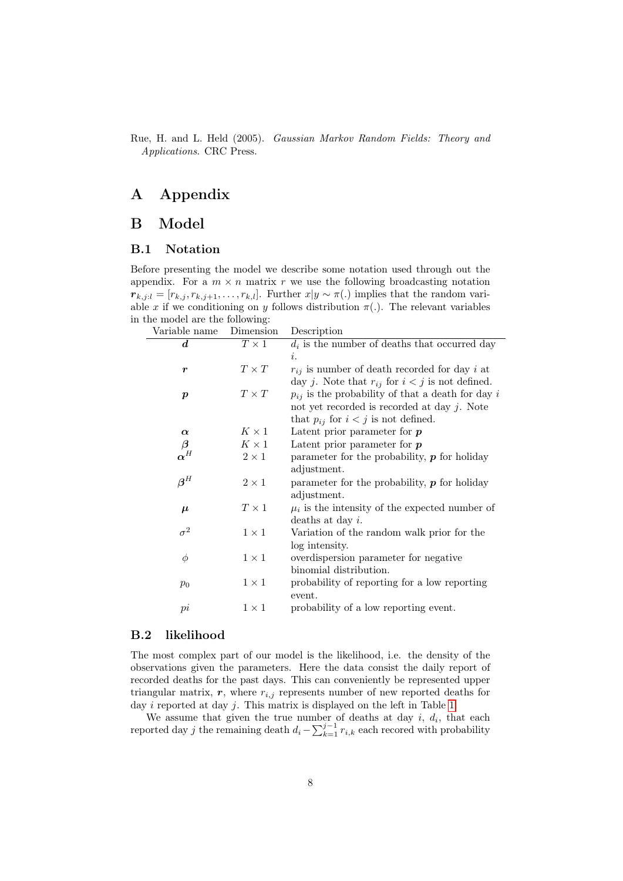Rue, H. and L. Held (2005). *Gaussian Markov Random Fields: Theory and Applications*. CRC Press.

# A Appendix

# B Model

## B.1 Notation

Before presenting the model we describe some notation used through out the appendix. For a $m \times n$ matrix $r$ we use the following broadcasting notation $\boldsymbol{r}_{k,j:l} = [r_{k,j}, r_{k,j+1}, \ldots, r_{k,l}]$. Further $x|y \sim \pi(.)$ implies that the random variable $x$ if we conditioning on $y$ follows distribution $\pi(.)$. The relevant variables in the model are the following:

| Variable name | Dimension | Description |
|---|---|---|
| $\boldsymbol{d}$ | $T \times 1$ | $d_i$ is the number of deaths that occurred day $i$. |
| $\boldsymbol{r}$ | $T \times T$ | $r_{ij}$ is number of death recorded for day $i$ at day $j$. Note that $r_{ij}$ for $i < j$ is not defined. |
| $\boldsymbol{p}$ | $T \times T$ | $p_{ij}$ is the probability of that a death for day $i$ not yet recorded is recorded at day $j$. Note that $p_{ij}$ for $i < j$ is not defined. |
| $\boldsymbol{\alpha}$ | $K \times 1$ | Latent prior parameter for $\boldsymbol{p}$ |
| $\boldsymbol{\beta}$ | $K \times 1$ | Latent prior parameter for $\boldsymbol{p}$ |
| $\boldsymbol{\alpha}^H$ | $2 \times 1$ | parameter for the probability, $\boldsymbol{p}$ for holiday adjustment. |
| $\boldsymbol{\beta}^H$ | $2 \times 1$ | parameter for the probability, $\boldsymbol{p}$ for holiday adjustment. |
| $\boldsymbol{\mu}$ | $T \times 1$ | $\mu_i$ is the intensity of the expected number of deaths at day $i$. |
| $\sigma^2$ | $1 \times 1$ | Variation of the random walk prior for the log intensity. |
| $\phi$ | $1 \times 1$ | overdispersion parameter for negative binomial distribution. |
| $p_0$ | $1 \times 1$ | probability of reporting for a low reporting event. |
| $pi$ | $1 \times 1$ | probability of a low reporting event. |

## B.2 likelihood

The most complex part of our model is the likelihood, i.e. the density of the observations given the parameters. Here the data consist the daily report of recorded deaths for the past days. This can conveniently be represented upper triangular matrix, $\boldsymbol{r}$, where $r_{i,j}$ represents number of new reported deaths for day $i$ reported at day $j$. This matrix is displayed on the left in Table 1.

We assume that given the true number of deaths at day $i$, $d_i$, that each reported day $j$ the remaining death $d_i - \sum_{k=1}^{j-1} r_{i,k}$ each recored with probability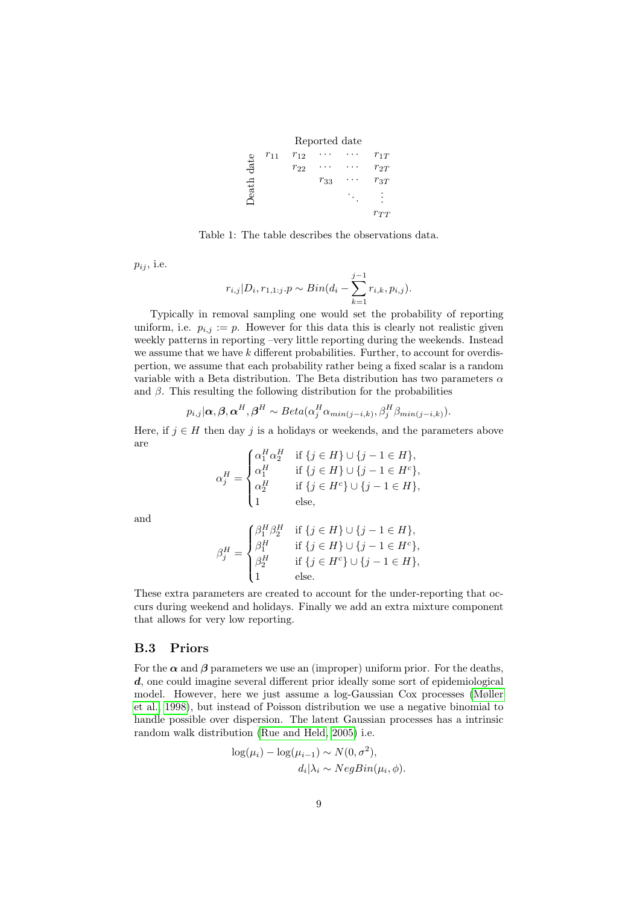| | Reported date | | | | |
|---|---|---|---|---|---|
| Death date | $r_{11}$ | $r_{12}$ | $\cdots$ | $\cdots$ | $r_{1T}$ |
| | | $r_{22}$ | $\cdots$ | $\cdots$ | $r_{2T}$ |
| | | | $r_{33}$ | $\cdots$ | $r_{3T}$ |
| | | | | $\ddots$ | $\vdots$ |
| | | | | | $r_{TT}$ |

Table 1: The table describes the observations data.

$p_{ij}$, i.e.

$$r_{i,j}|D_i, r_{1,1:j}.p \sim Bin(d_i - \sum_{k=1}^{j-1} r_{i,k}, p_{i,j}).$$

Typically in removal sampling one would set the probability of reporting uniform, i.e. $p_{i,j} := p$. However for this data this is clearly not realistic given weekly patterns in reporting –very little reporting during the weekends. Instead we assume that we have $k$ different probabilities. Further, to account for overdispertion, we assume that each probability rather being a fixed scalar is a random variable with a Beta distribution. The Beta distribution has two parameters $\alpha$ and $\beta$. This resulting the following distribution for the probabilities

$$p_{i,j}|\boldsymbol{\alpha}, \boldsymbol{\beta}, \boldsymbol{\alpha}^H, \boldsymbol{\beta}^H \sim Beta(\alpha_j^H \alpha_{min(j-i,k)}, \beta_j^H \beta_{min(j-i,k)}).$$

Here, if $j \in H$ then day $j$ is a holidays or weekends, and the parameters above are

$$\alpha_j^H = \begin{cases} \alpha_1^H \alpha_2^H & \text{if } \{j \in H\} \cup \{j-1 \in H\}, \\ \alpha_1^H & \text{if } \{j \in H\} \cup \{j-1 \in H^c\}, \\ \alpha_2^H & \text{if } \{j \in H^c\} \cup \{j-1 \in H\}, \\ 1 & \text{else}, \end{cases}$$

and

$$\beta_j^H = \begin{cases} \beta_1^H \beta_2^H & \text{if } \{j \in H\} \cup \{j-1 \in H\}, \\ \beta_1^H & \text{if } \{j \in H\} \cup \{j-1 \in H^c\}, \\ \beta_2^H & \text{if } \{j \in H^c\} \cup \{j-1 \in H\}, \\ 1 & \text{else.} \end{cases}$$

These extra parameters are created to account for the under-reporting that occurs during weekend and holidays. Finally we add an extra mixture component that allows for very low reporting.

## B.3 Priors

For the $\boldsymbol{\alpha}$ and $\boldsymbol{\beta}$ parameters we use an (improper) uniform prior. For the deaths, $\boldsymbol{d}$, one could imagine several different prior ideally some sort of epidemiological model. However, here we just assume a log-Gaussian Cox processes (Møller et al., 1998), but instead of Poisson distribution we use a negative binomial to handle possible over dispersion. The latent Gaussian processes has a intrinsic random walk distribution (Rue and Held, 2005) i.e.

$$\log(\mu_i) - \log(\mu_{i-1}) \sim N(0, \sigma^2),$$
$$d_i|\lambda_i \sim NegBin(\mu_i, \phi).$$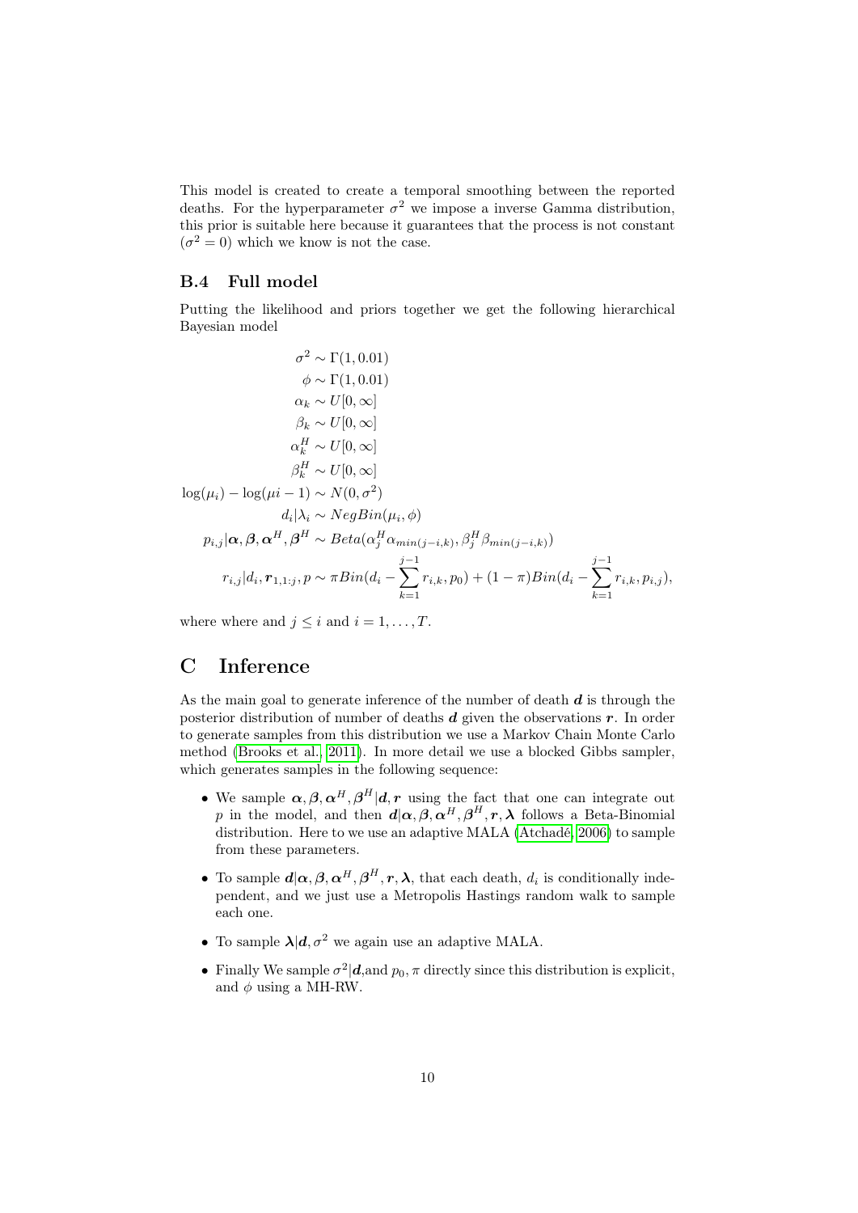This model is created to create a temporal smoothing between the reported deaths. For the hyperparameter $\sigma^2$ we impose a inverse Gamma distribution, this prior is suitable here because it guarantees that the process is not constant ($\sigma^2 = 0$) which we know is not the case.

### B.4 Full model

Putting the likelihood and priors together we get the following hierarchical Bayesian model

$$
\begin{aligned}
\sigma^2 &\sim \Gamma(1, 0.01) \\
\phi &\sim \Gamma(1, 0.01) \\
\alpha_k &\sim U[0, \infty] \\
\beta_k &\sim U[0, \infty] \\
\alpha_k^H &\sim U[0, \infty] \\
\beta_k^H &\sim U[0, \infty] \\
\log(\mu_i) - \log(\mu i - 1) &\sim N(0, \sigma^2) \\
d_i|\lambda_i &\sim NegBin(\mu_i, \phi) \\
p_{i,j}|\boldsymbol{\alpha}, \boldsymbol{\beta}, \boldsymbol{\alpha}^H, \boldsymbol{\beta}^H &\sim Beta(\alpha_j^H \alpha_{min(j-i,k)}, \beta_j^H \beta_{min(j-i,k)}) \\
r_{i,j}|d_i, \boldsymbol{r}_{1,1:j}, p &\sim \pi Bin(d_i - \sum_{k=1}^{j-1} r_{i,k}, p_0) + (1-\pi) Bin(d_i - \sum_{k=1}^{j-1} r_{i,k}, p_{i,j}),
\end{aligned}
$$

where where and $j \leq i$ and $i = 1, \ldots, T$.

# C Inference

As the main goal to generate inference of the number of death $\boldsymbol{d}$ is through the posterior distribution of number of deaths $\boldsymbol{d}$ given the observations $\boldsymbol{r}$. In order to generate samples from this distribution we use a Markov Chain Monte Carlo method (Brooks et al., 2011). In more detail we use a blocked Gibbs sampler, which generates samples in the following sequence:

- We sample $\boldsymbol{\alpha}, \boldsymbol{\beta}, \boldsymbol{\alpha}^H, \boldsymbol{\beta}^H | \boldsymbol{d}, \boldsymbol{r}$ using the fact that one can integrate out $p$ in the model, and then $\boldsymbol{d}|\boldsymbol{\alpha}, \boldsymbol{\beta}, \boldsymbol{\alpha}^H, \boldsymbol{\beta}^H, \boldsymbol{r}, \boldsymbol{\lambda}$ follows a Beta-Binomial distribution. Here to we use an adaptive MALA (Atchadé, 2006) to sample from these parameters.
- To sample $\boldsymbol{d}|\boldsymbol{\alpha}, \boldsymbol{\beta}, \boldsymbol{\alpha}^H, \boldsymbol{\beta}^H, \boldsymbol{r}, \boldsymbol{\lambda}$, that each death, $d_i$ is conditionally independent, and we just use a Metropolis Hastings random walk to sample each one.
- To sample $\boldsymbol{\lambda}|\boldsymbol{d}, \sigma^2$ we again use an adaptive MALA.
- Finally We sample $\sigma^2|\boldsymbol{d}$,and $p_0, \pi$ directly since this distribution is explicit, and $\phi$ using a MH-RW.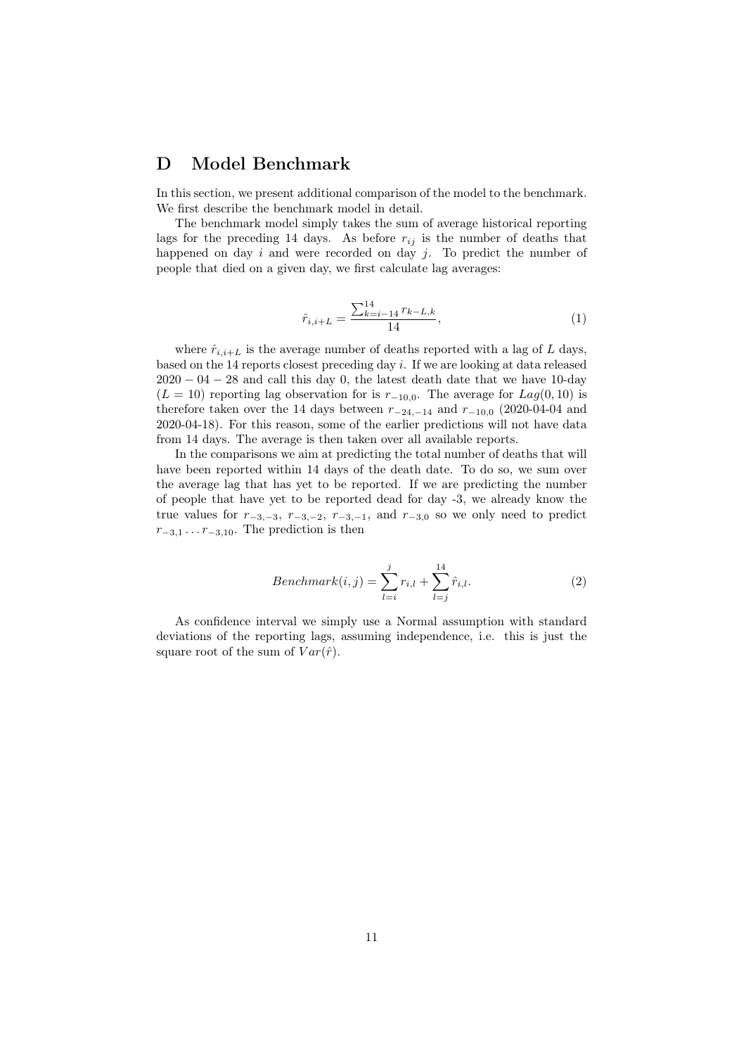# D Model Benchmark

In this section, we present additional comparison of the model to the benchmark. We first describe the benchmark model in detail.

The benchmark model simply takes the sum of average historical reporting lags for the preceding 14 days. As before $r_{ij}$ is the number of deaths that happened on day $i$ and were recorded on day $j$. To predict the number of people that died on a given day, we first calculate lag averages:

$$\hat{r}_{i,i+L} = \frac{\sum_{k=i-14}^{14} r_{k-L,k}}{14}, \tag{1}$$

where $\hat{r}_{i,i+L}$ is the average number of deaths reported with a lag of $L$ days, based on the 14 reports closest preceding day $i$. If we are looking at data released $2020-04-28$ and call this day 0, the latest death date that we have 10-day ($L = 10$) reporting lag observation for is $r_{-10,0}$. The average for $Lag(0, 10)$ is therefore taken over the 14 days between $r_{-24,-14}$ and $r_{-10,0}$ (2020-04-04 and 2020-04-18). For this reason, some of the earlier predictions will not have data from 14 days. The average is then taken over all available reports.

In the comparisons we aim at predicting the total number of deaths that will have been reported within 14 days of the death date. To do so, we sum over the average lag that has yet to be reported. If we are predicting the number of people that have yet to be reported dead for day -3, we already know the true values for $r_{-3,-3}$, $r_{-3,-2}$, $r_{-3,-1}$, and $r_{-3,0}$ so we only need to predict $r_{-3,1} \dots r_{-3,10}$. The prediction is then

$$Benchmark(i, j) = \sum_{l=i}^{j} r_{i,l} + \sum_{l=j}^{14} \hat{r}_{i,l}. \tag{2}$$

As confidence interval we simply use a Normal assumption with standard deviations of the reporting lags, assuming independence, i.e. this is just the square root of the sum of $Var(\hat{r})$.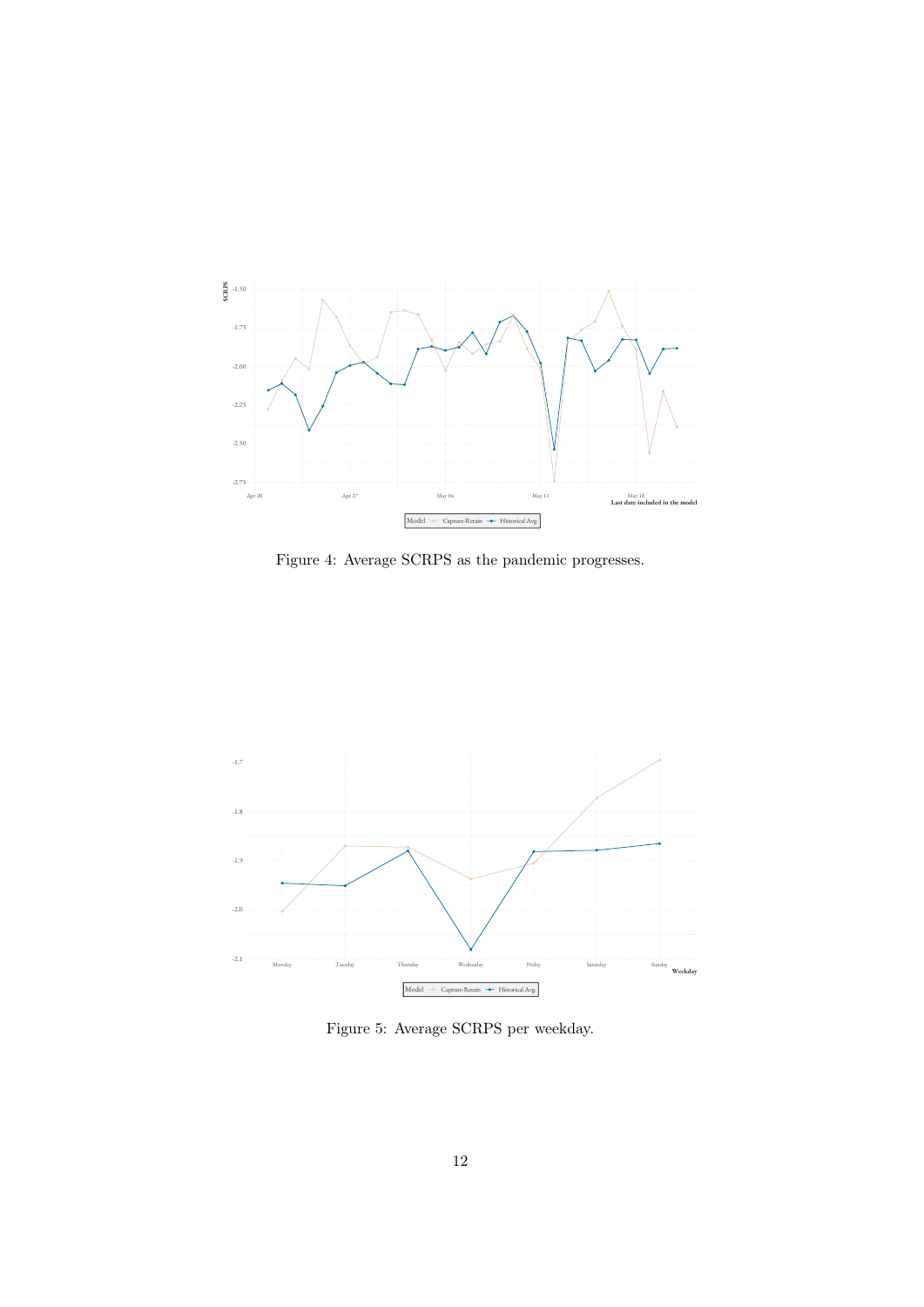SCRPS

-1.50

-1.75

-2.00

-2.25

-2.50

-2.75

Apr 20

Apr 27

May 04

May 11

May 18

Last date included in the model

Model — Capture-Retain — Historical Avg.

Figure 4: Average SCRPS as the pandemic progresses.

-1.7

-1.8

-1.9

-2.0

-2.1

Monday

Tuesday

Thursday

Wednesday

Friday

Saturday

Sunday

Weekday

Model — Capture-Retain — Historical Avg.

Figure 5: Average SCRPS per weekday.